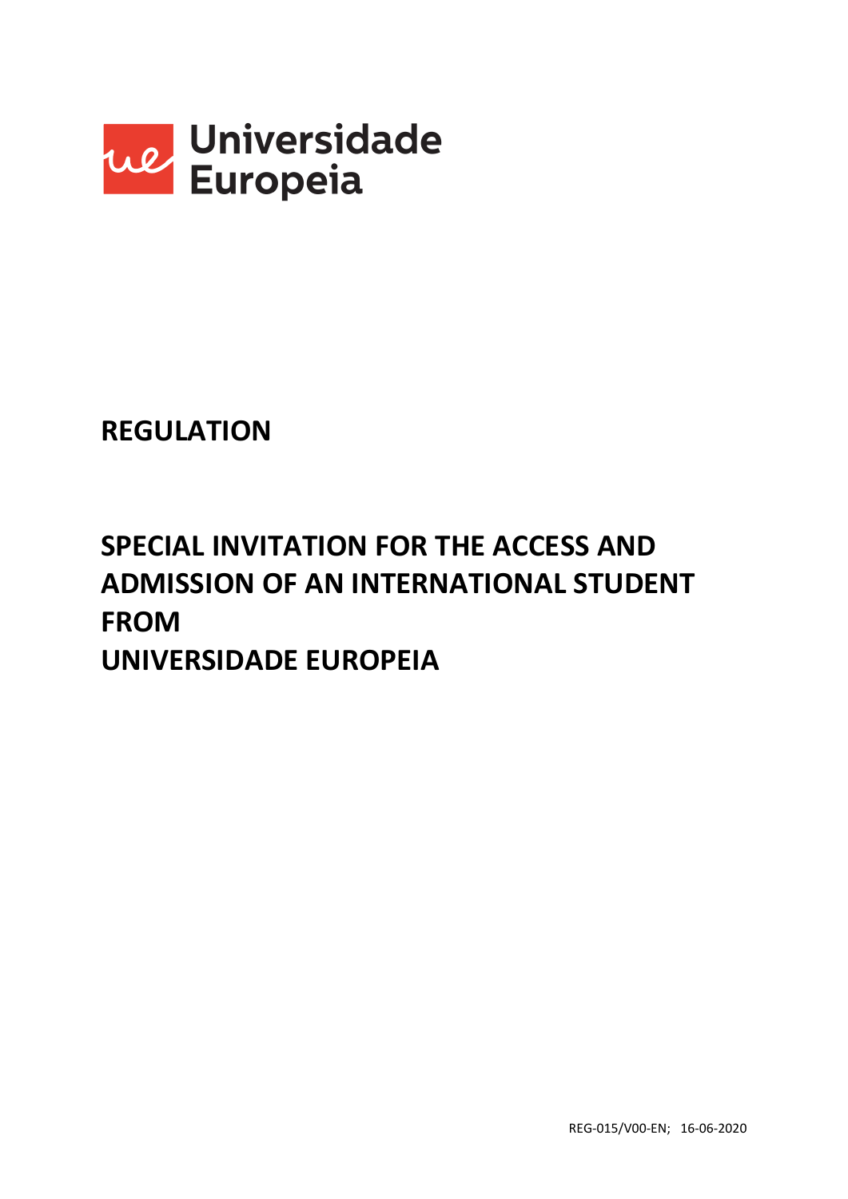Universidade Europeia

# REGULATION

# SPECIAL INVITATION FOR THE ACCESS AND ADMISSION OF AN INTERNATIONAL STUDENT FROM UNIVERSIDADE EUROPEIA

REG-015/V00-EN; 16-06-2020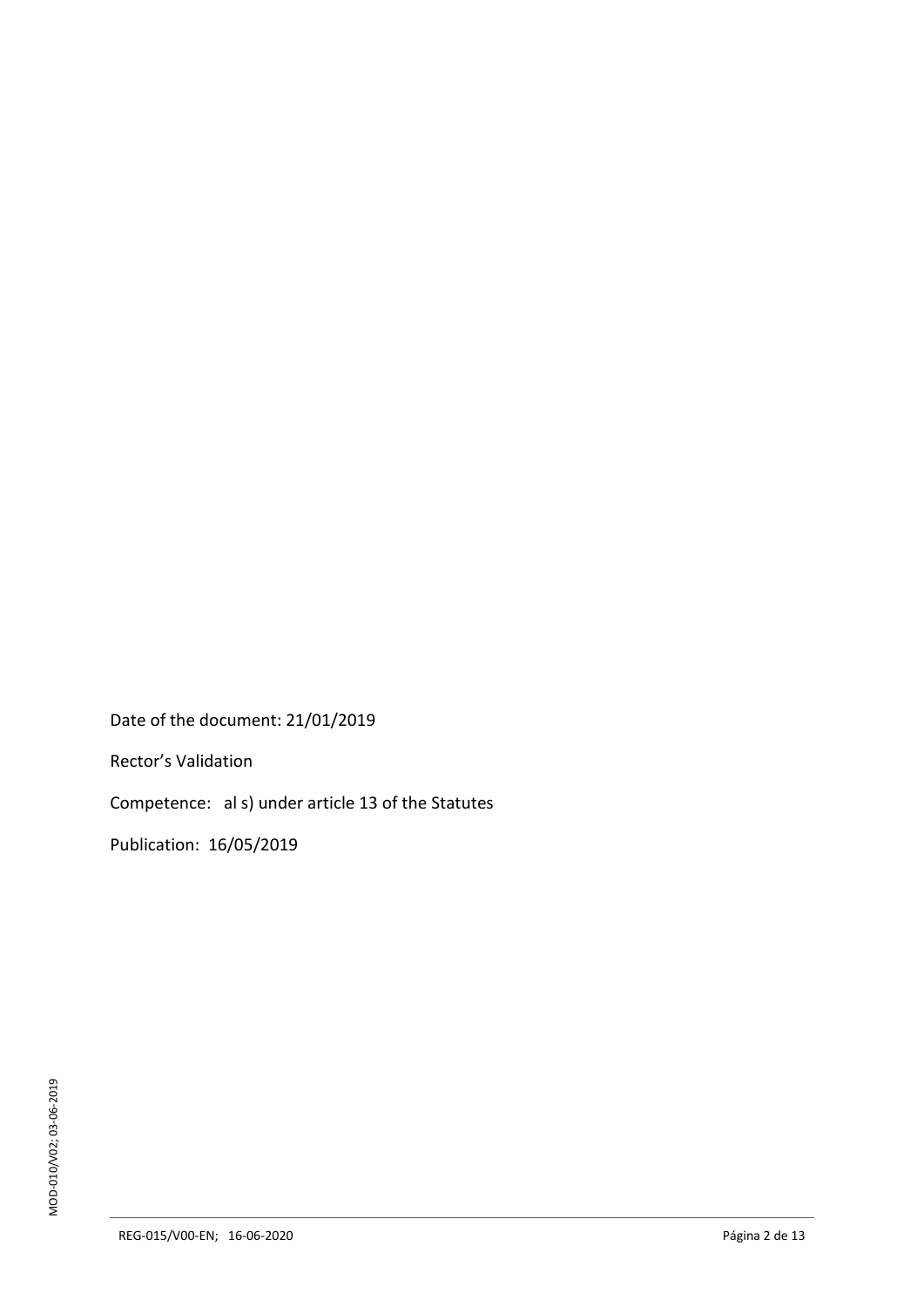Date of the document: 21/01/2019

Rector's Validation

Competence: al s) under article 13 of the Statutes

Publication: 16/05/2019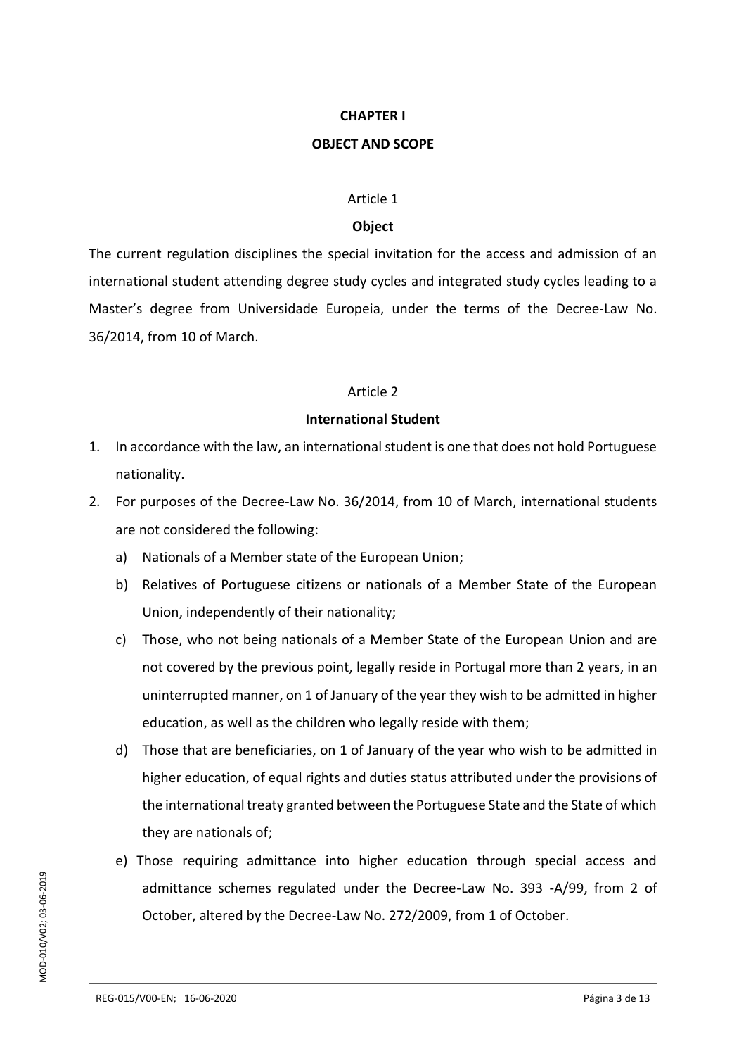## CHAPTER I

## OBJECT AND SCOPE

### Article 1

### Object

The current regulation disciplines the special invitation for the access and admission of an international student attending degree study cycles and integrated study cycles leading to a Master's degree from Universidade Europeia, under the terms of the Decree-Law No. 36/2014, from 10 of March.

### Article 2

### International Student

1. In accordance with the law, an international student is one that does not hold Portuguese nationality.
2. For purposes of the Decree-Law No. 36/2014, from 10 of March, international students are not considered the following:
   a) Nationals of a Member state of the European Union;
   b) Relatives of Portuguese citizens or nationals of a Member State of the European Union, independently of their nationality;
   c) Those, who not being nationals of a Member State of the European Union and are not covered by the previous point, legally reside in Portugal more than 2 years, in an uninterrupted manner, on 1 of January of the year they wish to be admitted in higher education, as well as the children who legally reside with them;
   d) Those that are beneficiaries, on 1 of January of the year who wish to be admitted in higher education, of equal rights and duties status attributed under the provisions of the international treaty granted between the Portuguese State and the State of which they are nationals of;
   e) Those requiring admittance into higher education through special access and admittance schemes regulated under the Decree-Law No. 393 -A/99, from 2 of October, altered by the Decree-Law No. 272/2009, from 1 of October.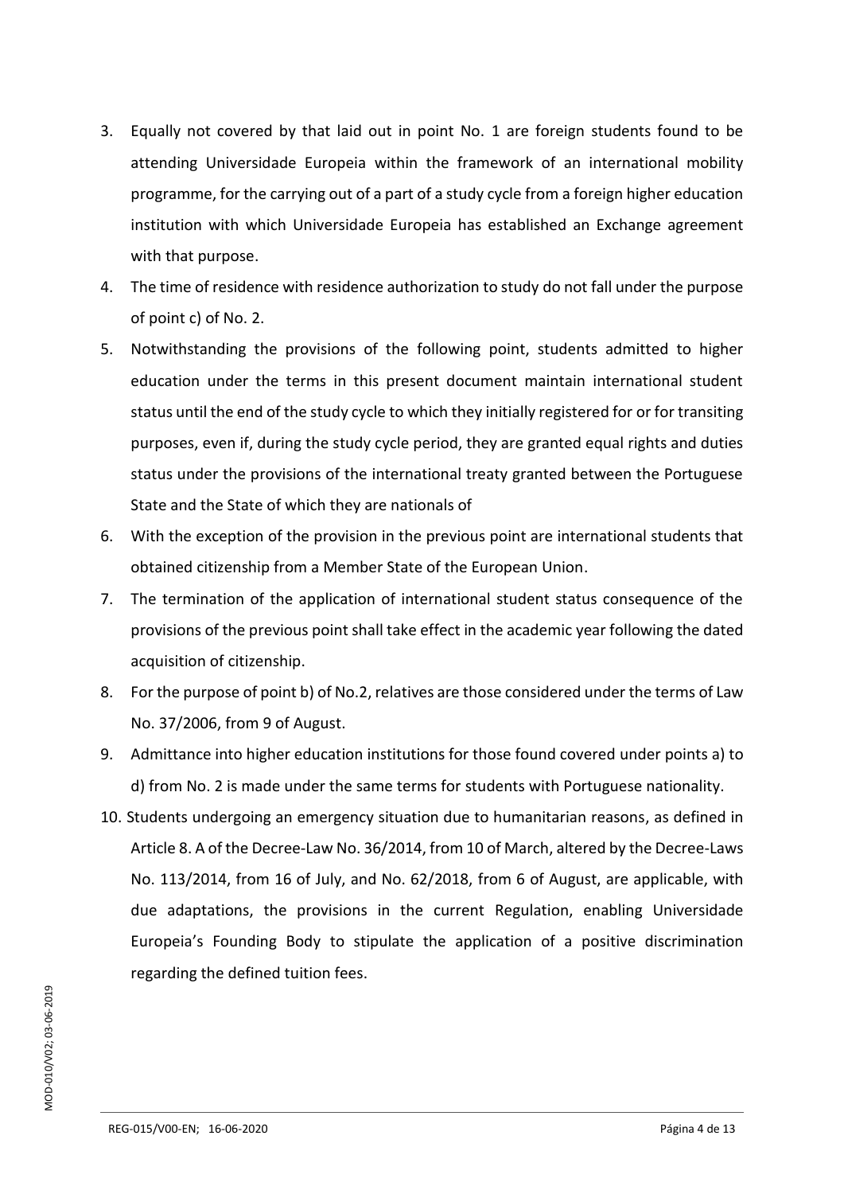3. Equally not covered by that laid out in point No. 1 are foreign students found to be attending Universidade Europeia within the framework of an international mobility programme, for the carrying out of a part of a study cycle from a foreign higher education institution with which Universidade Europeia has established an Exchange agreement with that purpose.
4. The time of residence with residence authorization to study do not fall under the purpose of point c) of No. 2.
5. Notwithstanding the provisions of the following point, students admitted to higher education under the terms in this present document maintain international student status until the end of the study cycle to which they initially registered for or for transiting purposes, even if, during the study cycle period, they are granted equal rights and duties status under the provisions of the international treaty granted between the Portuguese State and the State of which they are nationals of
6. With the exception of the provision in the previous point are international students that obtained citizenship from a Member State of the European Union.
7. The termination of the application of international student status consequence of the provisions of the previous point shall take effect in the academic year following the dated acquisition of citizenship.
8. For the purpose of point b) of No.2, relatives are those considered under the terms of Law No. 37/2006, from 9 of August.
9. Admittance into higher education institutions for those found covered under points a) to d) from No. 2 is made under the same terms for students with Portuguese nationality.
10. Students undergoing an emergency situation due to humanitarian reasons, as defined in Article 8. A of the Decree-Law No. 36/2014, from 10 of March, altered by the Decree-Laws No. 113/2014, from 16 of July, and No. 62/2018, from 6 of August, are applicable, with due adaptations, the provisions in the current Regulation, enabling Universidade Europeia's Founding Body to stipulate the application of a positive discrimination regarding the defined tuition fees.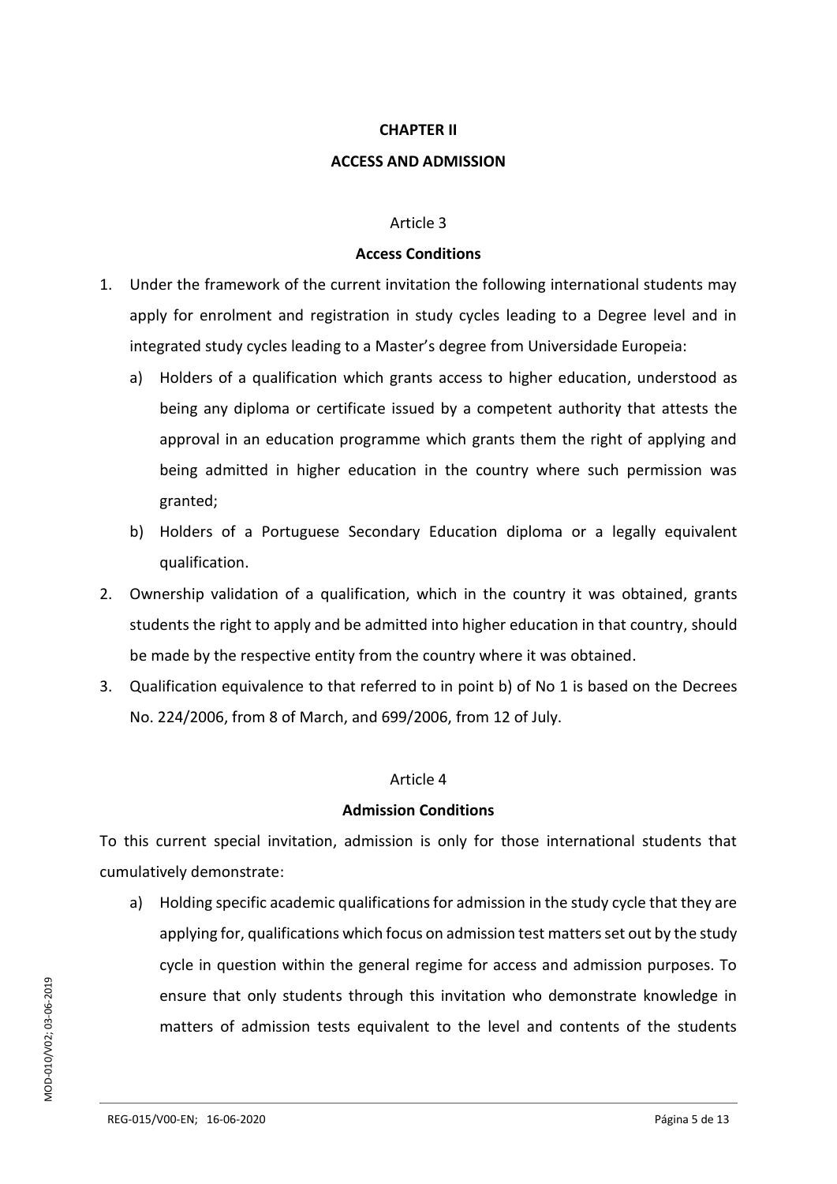## CHAPTER II

## ACCESS AND ADMISSION

### Article 3

### Access Conditions

1. Under the framework of the current invitation the following international students may apply for enrolment and registration in study cycles leading to a Degree level and in integrated study cycles leading to a Master's degree from Universidade Europeia:
   a) Holders of a qualification which grants access to higher education, understood as being any diploma or certificate issued by a competent authority that attests the approval in an education programme which grants them the right of applying and being admitted in higher education in the country where such permission was granted;
   b) Holders of a Portuguese Secondary Education diploma or a legally equivalent qualification.
2. Ownership validation of a qualification, which in the country it was obtained, grants students the right to apply and be admitted into higher education in that country, should be made by the respective entity from the country where it was obtained.
3. Qualification equivalence to that referred to in point b) of No 1 is based on the Decrees No. 224/2006, from 8 of March, and 699/2006, from 12 of July.

### Article 4

### Admission Conditions

To this current special invitation, admission is only for those international students that cumulatively demonstrate:

a) Holding specific academic qualifications for admission in the study cycle that they are applying for, qualifications which focus on admission test matters set out by the study cycle in question within the general regime for access and admission purposes. To ensure that only students through this invitation who demonstrate knowledge in matters of admission tests equivalent to the level and contents of the students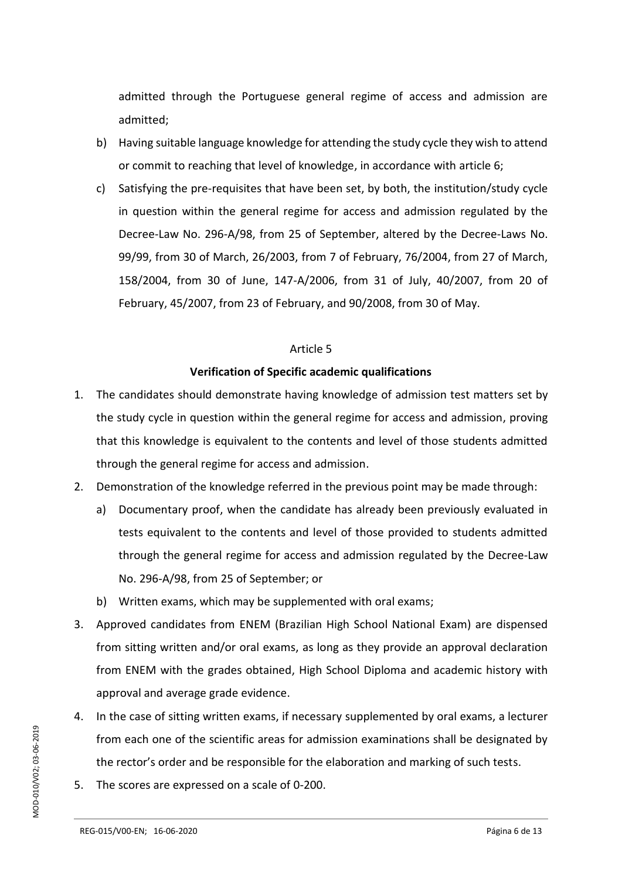admitted through the Portuguese general regime of access and admission are admitted;

b) Having suitable language knowledge for attending the study cycle they wish to attend or commit to reaching that level of knowledge, in accordance with article 6;

c) Satisfying the pre-requisites that have been set, by both, the institution/study cycle in question within the general regime for access and admission regulated by the Decree-Law No. 296-A/98, from 25 of September, altered by the Decree-Laws No. 99/99, from 30 of March, 26/2003, from 7 of February, 76/2004, from 27 of March, 158/2004, from 30 of June, 147-A/2006, from 31 of July, 40/2007, from 20 of February, 45/2007, from 23 of February, and 90/2008, from 30 of May.

Article 5

**Verification of Specific academic qualifications**

1. The candidates should demonstrate having knowledge of admission test matters set by the study cycle in question within the general regime for access and admission, proving that this knowledge is equivalent to the contents and level of those students admitted through the general regime for access and admission.
2. Demonstration of the knowledge referred in the previous point may be made through:
   a) Documentary proof, when the candidate has already been previously evaluated in tests equivalent to the contents and level of those provided to students admitted through the general regime for access and admission regulated by the Decree-Law No. 296-A/98, from 25 of September; or
   b) Written exams, which may be supplemented with oral exams;
3. Approved candidates from ENEM (Brazilian High School National Exam) are dispensed from sitting written and/or oral exams, as long as they provide an approval declaration from ENEM with the grades obtained, High School Diploma and academic history with approval and average grade evidence.
4. In the case of sitting written exams, if necessary supplemented by oral exams, a lecturer from each one of the scientific areas for admission examinations shall be designated by the rector's order and be responsible for the elaboration and marking of such tests.
5. The scores are expressed on a scale of 0-200.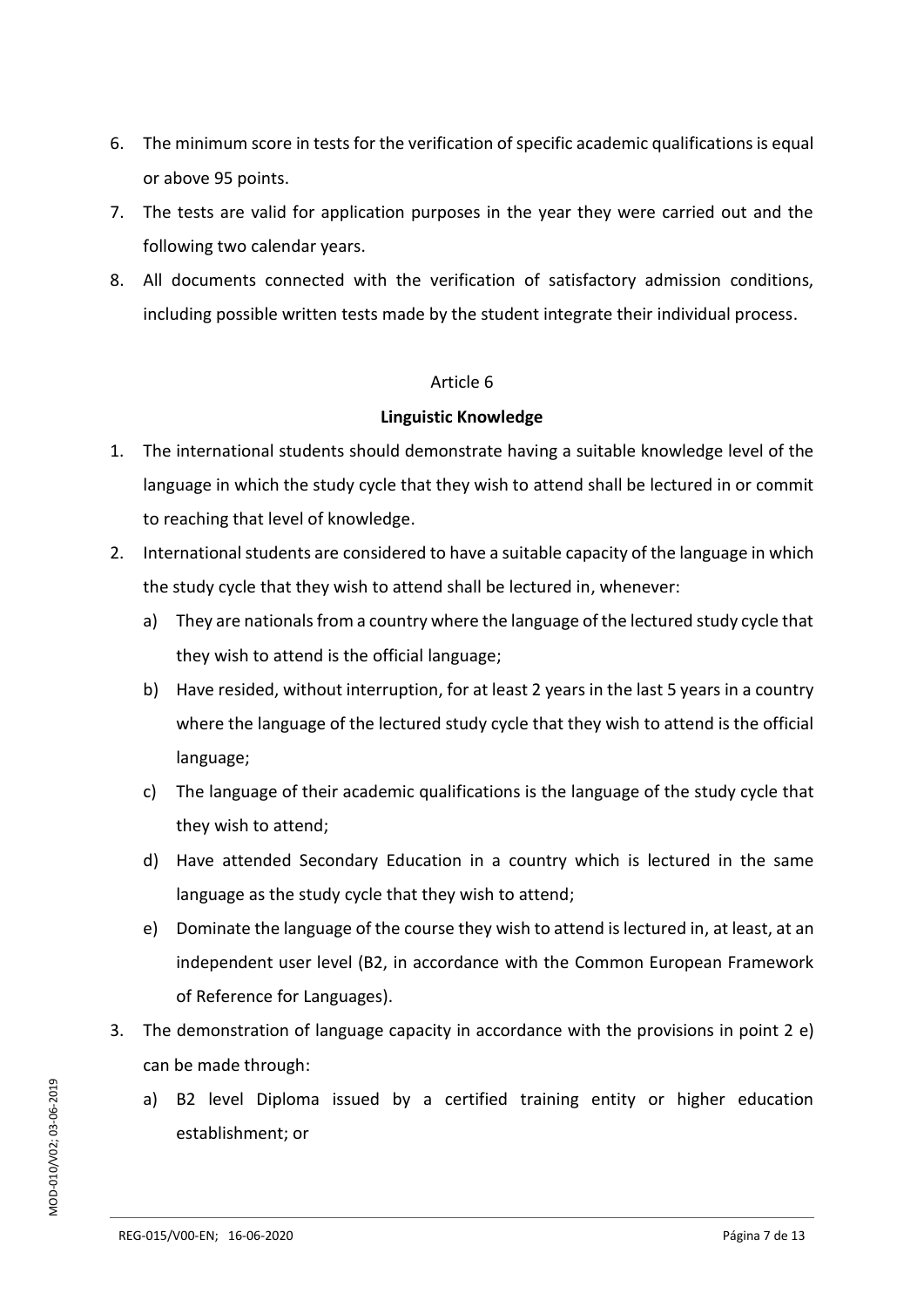6. The minimum score in tests for the verification of specific academic qualifications is equal or above 95 points.
7. The tests are valid for application purposes in the year they were carried out and the following two calendar years.
8. All documents connected with the verification of satisfactory admission conditions, including possible written tests made by the student integrate their individual process.

Article 6

**Linguistic Knowledge**

1. The international students should demonstrate having a suitable knowledge level of the language in which the study cycle that they wish to attend shall be lectured in or commit to reaching that level of knowledge.
2. International students are considered to have a suitable capacity of the language in which the study cycle that they wish to attend shall be lectured in, whenever:
   a) They are nationals from a country where the language of the lectured study cycle that they wish to attend is the official language;
   b) Have resided, without interruption, for at least 2 years in the last 5 years in a country where the language of the lectured study cycle that they wish to attend is the official language;
   c) The language of their academic qualifications is the language of the study cycle that they wish to attend;
   d) Have attended Secondary Education in a country which is lectured in the same language as the study cycle that they wish to attend;
   e) Dominate the language of the course they wish to attend is lectured in, at least, at an independent user level (B2, in accordance with the Common European Framework of Reference for Languages).
3. The demonstration of language capacity in accordance with the provisions in point 2 e) can be made through:
   a) B2 level Diploma issued by a certified training entity or higher education establishment; or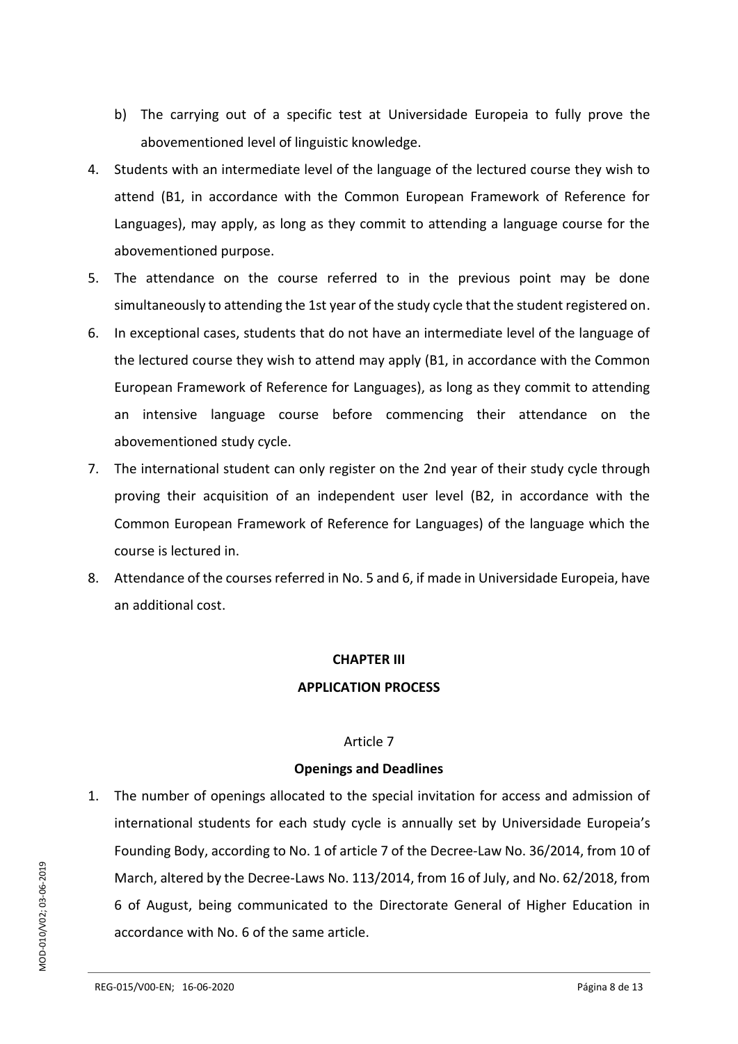b) The carrying out of a specific test at Universidade Europeia to fully prove the abovementioned level of linguistic knowledge.

4. Students with an intermediate level of the language of the lectured course they wish to attend (B1, in accordance with the Common European Framework of Reference for Languages), may apply, as long as they commit to attending a language course for the abovementioned purpose.
5. The attendance on the course referred to in the previous point may be done simultaneously to attending the 1st year of the study cycle that the student registered on.
6. In exceptional cases, students that do not have an intermediate level of the language of the lectured course they wish to attend may apply (B1, in accordance with the Common European Framework of Reference for Languages), as long as they commit to attending an intensive language course before commencing their attendance on the abovementioned study cycle.
7. The international student can only register on the 2nd year of their study cycle through proving their acquisition of an independent user level (B2, in accordance with the Common European Framework of Reference for Languages) of the language which the course is lectured in.
8. Attendance of the courses referred in No. 5 and 6, if made in Universidade Europeia, have an additional cost.

## CHAPTER III

## APPLICATION PROCESS

Article 7

### Openings and Deadlines

1. The number of openings allocated to the special invitation for access and admission of international students for each study cycle is annually set by Universidade Europeia's Founding Body, according to No. 1 of article 7 of the Decree-Law No. 36/2014, from 10 of March, altered by the Decree-Laws No. 113/2014, from 16 of July, and No. 62/2018, from 6 of August, being communicated to the Directorate General of Higher Education in accordance with No. 6 of the same article.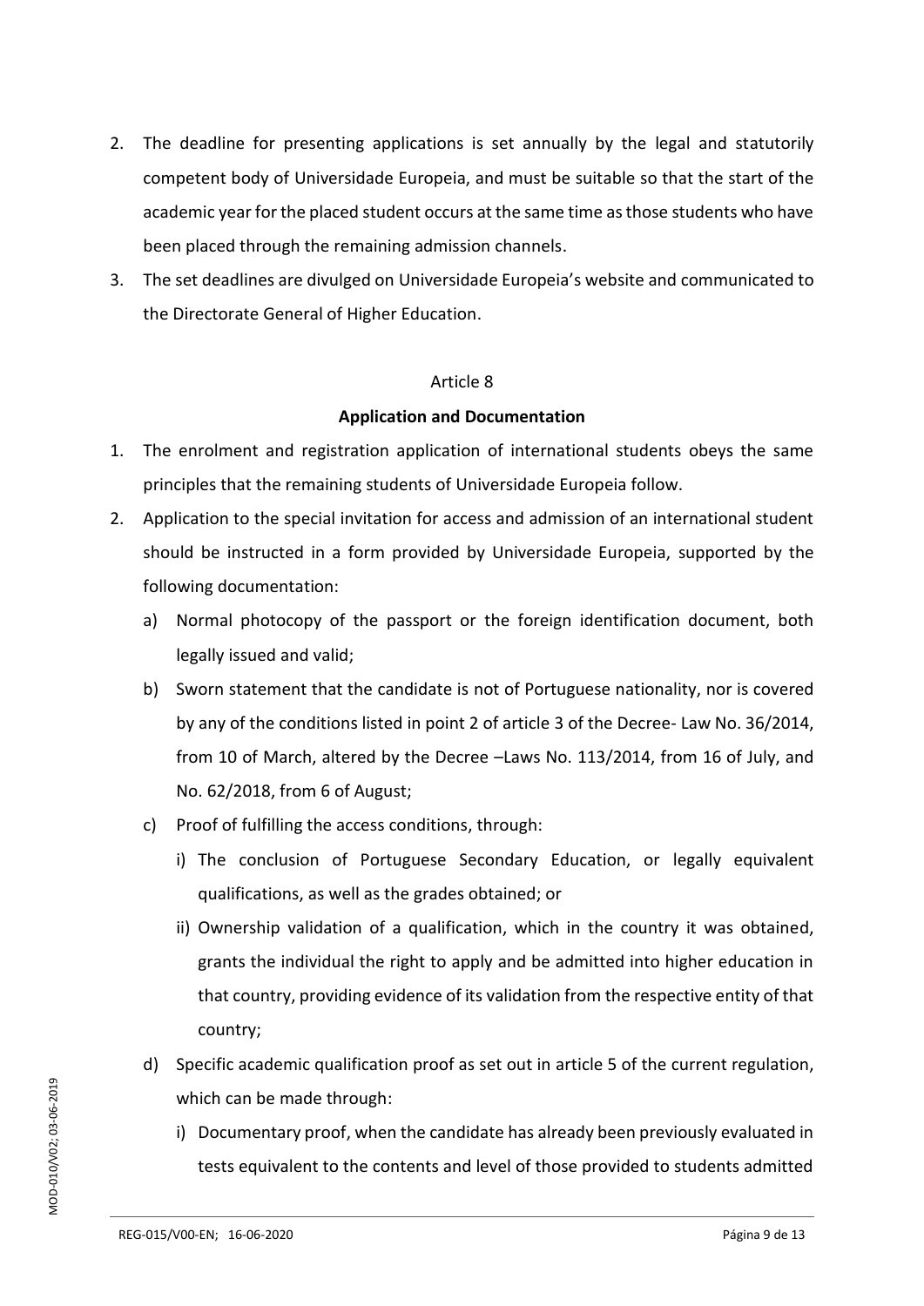2. The deadline for presenting applications is set annually by the legal and statutorily competent body of Universidade Europeia, and must be suitable so that the start of the academic year for the placed student occurs at the same time as those students who have been placed through the remaining admission channels.
3. The set deadlines are divulged on Universidade Europeia's website and communicated to the Directorate General of Higher Education.

Article 8

**Application and Documentation**

1. The enrolment and registration application of international students obeys the same principles that the remaining students of Universidade Europeia follow.
2. Application to the special invitation for access and admission of an international student should be instructed in a form provided by Universidade Europeia, supported by the following documentation:
   a) Normal photocopy of the passport or the foreign identification document, both legally issued and valid;
   b) Sworn statement that the candidate is not of Portuguese nationality, nor is covered by any of the conditions listed in point 2 of article 3 of the Decree- Law No. 36/2014, from 10 of March, altered by the Decree –Laws No. 113/2014, from 16 of July, and No. 62/2018, from 6 of August;
   c) Proof of fulfilling the access conditions, through:
      i) The conclusion of Portuguese Secondary Education, or legally equivalent qualifications, as well as the grades obtained; or
      ii) Ownership validation of a qualification, which in the country it was obtained, grants the individual the right to apply and be admitted into higher education in that country, providing evidence of its validation from the respective entity of that country;
   d) Specific academic qualification proof as set out in article 5 of the current regulation, which can be made through:
      i) Documentary proof, when the candidate has already been previously evaluated in tests equivalent to the contents and level of those provided to students admitted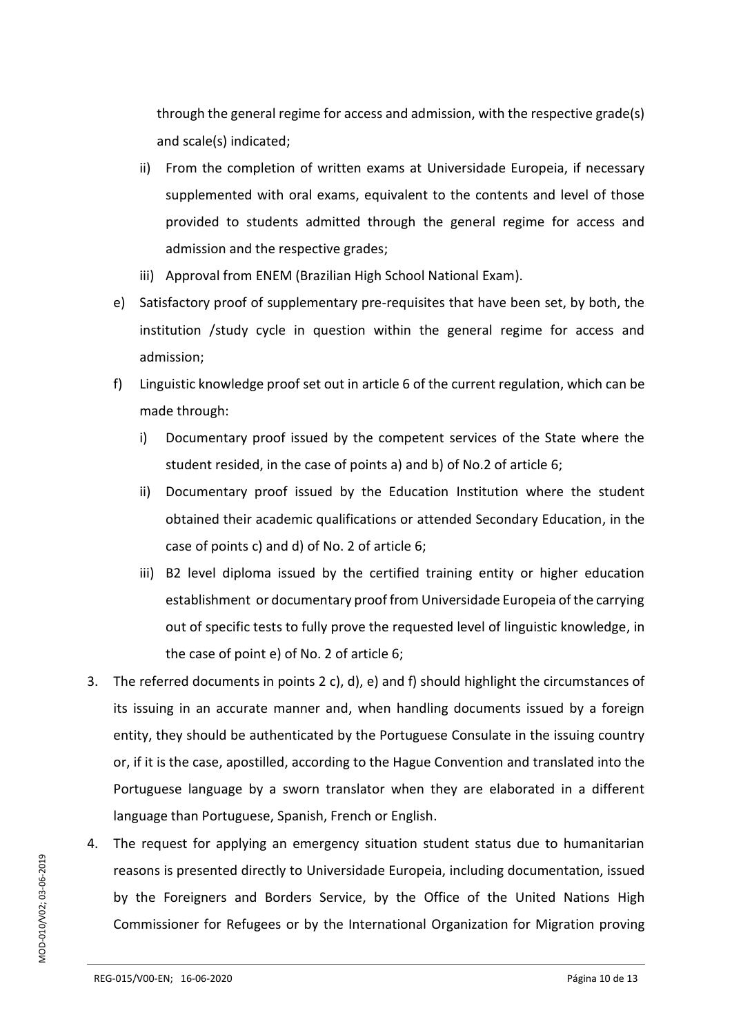through the general regime for access and admission, with the respective grade(s) and scale(s) indicated;

   ii) From the completion of written exams at Universidade Europeia, if necessary supplemented with oral exams, equivalent to the contents and level of those provided to students admitted through the general regime for access and admission and the respective grades;

   iii) Approval from ENEM (Brazilian High School National Exam).

e) Satisfactory proof of supplementary pre-requisites that have been set, by both, the institution /study cycle in question within the general regime for access and admission;

f) Linguistic knowledge proof set out in article 6 of the current regulation, which can be made through:

   i) Documentary proof issued by the competent services of the State where the student resided, in the case of points a) and b) of No.2 of article 6;

   ii) Documentary proof issued by the Education Institution where the student obtained their academic qualifications or attended Secondary Education, in the case of points c) and d) of No. 2 of article 6;

   iii) B2 level diploma issued by the certified training entity or higher education establishment or documentary proof from Universidade Europeia of the carrying out of specific tests to fully prove the requested level of linguistic knowledge, in the case of point e) of No. 2 of article 6;

3. The referred documents in points 2 c), d), e) and f) should highlight the circumstances of its issuing in an accurate manner and, when handling documents issued by a foreign entity, they should be authenticated by the Portuguese Consulate in the issuing country or, if it is the case, apostilled, according to the Hague Convention and translated into the Portuguese language by a sworn translator when they are elaborated in a different language than Portuguese, Spanish, French or English.

4. The request for applying an emergency situation student status due to humanitarian reasons is presented directly to Universidade Europeia, including documentation, issued by the Foreigners and Borders Service, by the Office of the United Nations High Commissioner for Refugees or by the International Organization for Migration proving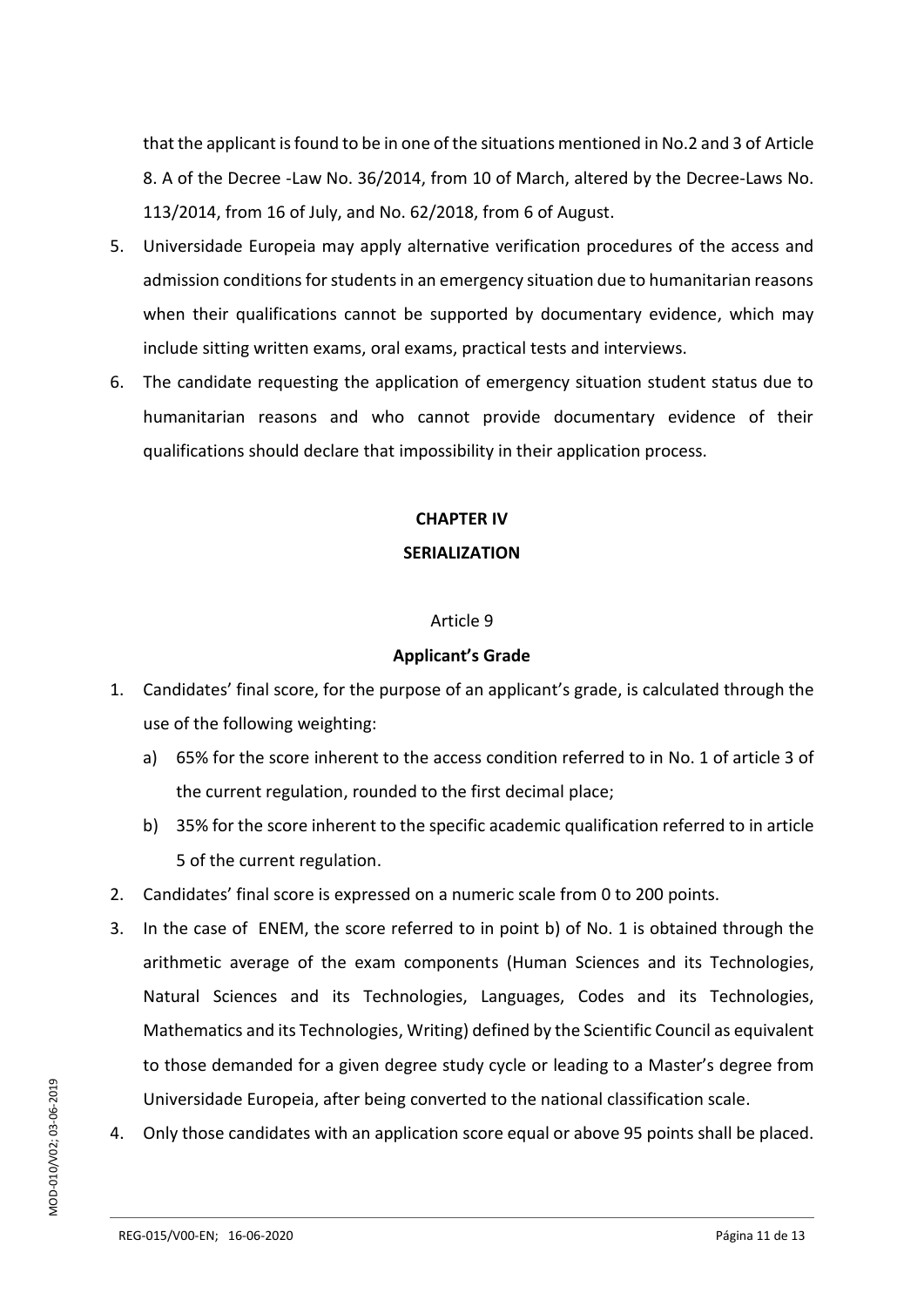that the applicant is found to be in one of the situations mentioned in No.2 and 3 of Article 8. A of the Decree -Law No. 36/2014, from 10 of March, altered by the Decree-Laws No. 113/2014, from 16 of July, and No. 62/2018, from 6 of August.

5. Universidade Europeia may apply alternative verification procedures of the access and admission conditions for students in an emergency situation due to humanitarian reasons when their qualifications cannot be supported by documentary evidence, which may include sitting written exams, oral exams, practical tests and interviews.
6. The candidate requesting the application of emergency situation student status due to humanitarian reasons and who cannot provide documentary evidence of their qualifications should declare that impossibility in their application process.

## CHAPTER IV

## SERIALIZATION

Article 9

### Applicant's Grade

1. Candidates' final score, for the purpose of an applicant's grade, is calculated through the use of the following weighting:
   a) 65% for the score inherent to the access condition referred to in No. 1 of article 3 of the current regulation, rounded to the first decimal place;
   b) 35% for the score inherent to the specific academic qualification referred to in article 5 of the current regulation.
2. Candidates' final score is expressed on a numeric scale from 0 to 200 points.
3. In the case of ENEM, the score referred to in point b) of No. 1 is obtained through the arithmetic average of the exam components (Human Sciences and its Technologies, Natural Sciences and its Technologies, Languages, Codes and its Technologies, Mathematics and its Technologies, Writing) defined by the Scientific Council as equivalent to those demanded for a given degree study cycle or leading to a Master's degree from Universidade Europeia, after being converted to the national classification scale.
4. Only those candidates with an application score equal or above 95 points shall be placed.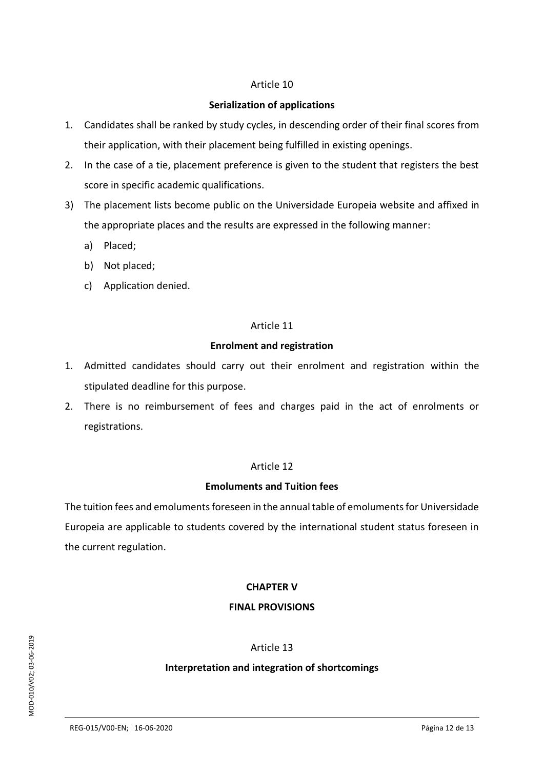Article 10

**Serialization of applications**

1. Candidates shall be ranked by study cycles, in descending order of their final scores from their application, with their placement being fulfilled in existing openings.
2. In the case of a tie, placement preference is given to the student that registers the best score in specific academic qualifications.
3) The placement lists become public on the Universidade Europeia website and affixed in the appropriate places and the results are expressed in the following manner:
   a) Placed;
   b) Not placed;
   c) Application denied.

Article 11

**Enrolment and registration**

1. Admitted candidates should carry out their enrolment and registration within the stipulated deadline for this purpose.
2. There is no reimbursement of fees and charges paid in the act of enrolments or registrations.

Article 12

**Emoluments and Tuition fees**

The tuition fees and emoluments foreseen in the annual table of emoluments for Universidade Europeia are applicable to students covered by the international student status foreseen in the current regulation.

**CHAPTER V**

**FINAL PROVISIONS**

Article 13

**Interpretation and integration of shortcomings**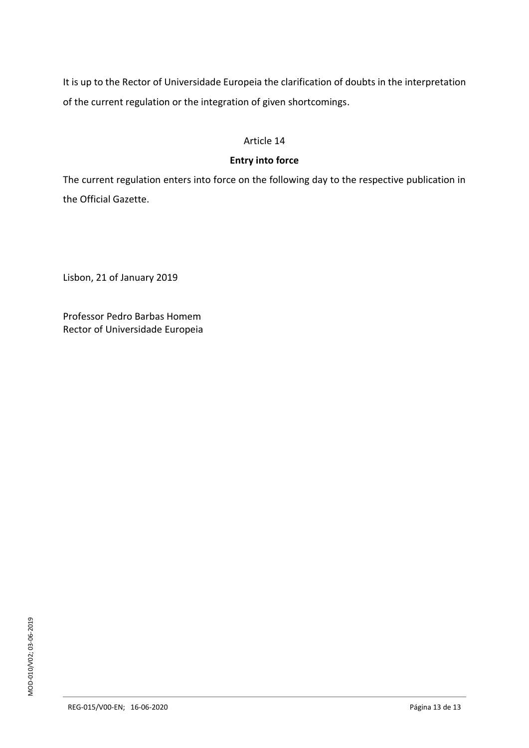It is up to the Rector of Universidade Europeia the clarification of doubts in the interpretation of the current regulation or the integration of given shortcomings.

Article 14

**Entry into force**

The current regulation enters into force on the following day to the respective publication in the Official Gazette.

Lisbon, 21 of January 2019

Professor Pedro Barbas Homem
Rector of Universidade Europeia